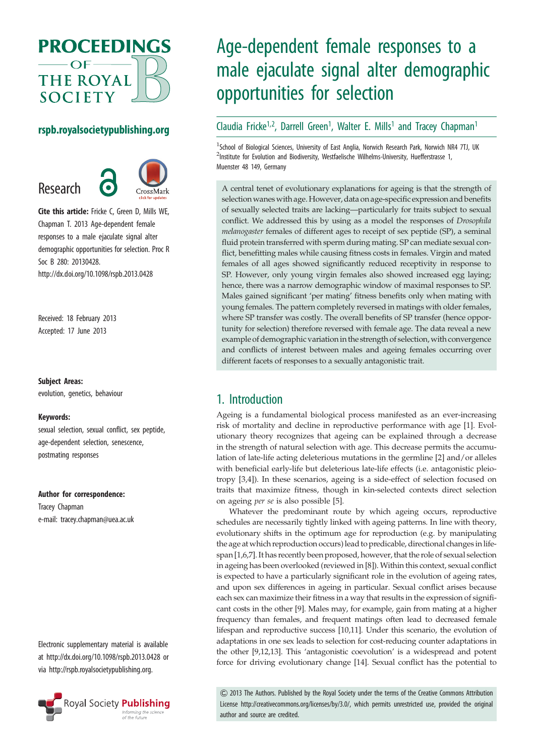# Age-dependent female responses to a male ejaculate signal alter demographic opportunities for selection

Claudia Fricke[1,2], Darrell Green[1], Walter E. Mills[1] and Tracey Chapman[1]

[1]School of Biological Sciences, University of East Anglia, Norwich Research Park, Norwich NR4 7TJ, UK
[2]Institute for Evolution and Biodiversity, Westfaelische Wilhelms-University, Huefferstrasse 1, Muenster 48 149, Germany

rspb.royalsocietypublishing.org

Research

**Cite this article:** Fricke C, Green D, Mills WE, Chapman T. 2013 Age-dependent female responses to a male ejaculate signal alter demographic opportunities for selection. Proc R Soc B 280: 20130428.
http://dx.doi.org/10.1098/rspb.2013.0428

Received: 18 February 2013
Accepted: 17 June 2013

**Subject Areas:**
evolution, genetics, behaviour

**Keywords:**
sexual selection, sexual conflict, sex peptide, age-dependent selection, senescence, postmating responses

**Author for correspondence:**
Tracey Chapman
e-mail: tracey.chapman@uea.ac.uk

Electronic supplementary material is available at http://dx.doi.org/10.1098/rspb.2013.0428 or via http://rspb.royalsocietypublishing.org.

A central tenet of evolutionary explanations for ageing is that the strength of selection wanes with age. However, data on age-specific expression and benefits of sexually selected traits are lacking—particularly for traits subject to sexual conflict. We addressed this by using as a model the responses of *Drosophila melanogaster* females of different ages to receipt of sex peptide (SP), a seminal fluid protein transferred with sperm during mating. SP can mediate sexual conflict, benefitting males while causing fitness costs in females. Virgin and mated females of all ages showed significantly reduced receptivity in response to SP. However, only young virgin females also showed increased egg laying; hence, there was a narrow demographic window of maximal responses to SP. Males gained significant 'per mating' fitness benefits only when mating with young females. The pattern completely reversed in matings with older females, where SP transfer was costly. The overall benefits of SP transfer (hence opportunity for selection) therefore reversed with female age. The data reveal a new example of demographic variation in the strength of selection, with convergence and conflicts of interest between males and ageing females occurring over different facets of responses to a sexually antagonistic trait.

## 1. Introduction

Ageing is a fundamental biological process manifested as an ever-increasing risk of mortality and decline in reproductive performance with age [1]. Evolutionary theory recognizes that ageing can be explained through a decrease in the strength of natural selection with age. This decrease permits the accumulation of late-life acting deleterious mutations in the germline [2] and/or alleles with beneficial early-life but deleterious late-life effects (i.e. antagonistic pleiotropy [3,4]). In these scenarios, ageing is a side-effect of selection focused on traits that maximize fitness, though in kin-selected contexts direct selection on ageing *per se* is also possible [5].

Whatever the predominant route by which ageing occurs, reproductive schedules are necessarily tightly linked with ageing patterns. In line with theory, evolutionary shifts in the optimum age for reproduction (e.g. by manipulating the age at which reproduction occurs) lead to predicable, directional changes in lifespan [1,6,7]. It has recently been proposed, however, that the role of sexual selection in ageing has been overlooked (reviewed in [8]). Within this context, sexual conflict is expected to have a particularly significant role in the evolution of ageing rates, and upon sex differences in ageing in particular. Sexual conflict arises because each sex can maximize their fitness in a way that results in the expression of significant costs in the other [9]. Males may, for example, gain from mating at a higher frequency than females, and frequent matings often lead to decreased female lifespan and reproductive success [10,11]. Under this scenario, the evolution of adaptations in one sex leads to selection for cost-reducing counter adaptations in the other [9,12,13]. This 'antagonistic coevolution' is a widespread and potent force for driving evolutionary change [14]. Sexual conflict has the potential to

© 2013 The Authors. Published by the Royal Society under the terms of the Creative Commons Attribution License http://creativecommons.org/licenses/by/3.0/, which permits unrestricted use, provided the original author and source are credited.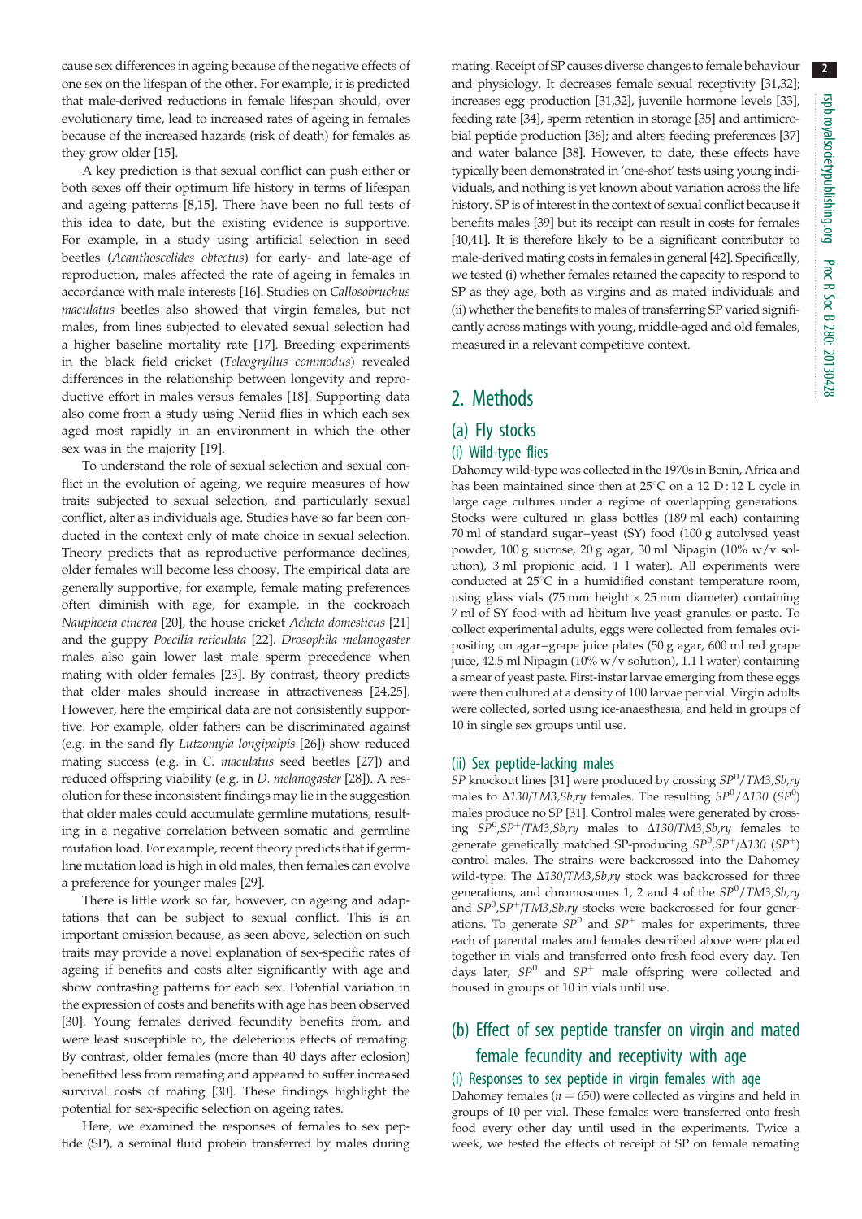cause sex differences in ageing because of the negative effects of one sex on the lifespan of the other. For example, it is predicted that male-derived reductions in female lifespan should, over evolutionary time, lead to increased rates of ageing in females because of the increased hazards (risk of death) for females as they grow older [15].

A key prediction is that sexual conflict can push either or both sexes off their optimum life history in terms of lifespan and ageing patterns [8,15]. There have been no full tests of this idea to date, but the existing evidence is supportive. For example, in a study using artificial selection in seed beetles (*Acanthoscelides obtectus*) for early- and late-age of reproduction, males affected the rate of ageing in females in accordance with male interests [16]. Studies on *Callosobruchus maculatus* beetles also showed that virgin females, but not males, from lines subjected to elevated sexual selection had a higher baseline mortality rate [17]. Breeding experiments in the black field cricket (*Teleogryllus commodus*) revealed differences in the relationship between longevity and reproductive effort in males versus females [18]. Supporting data also come from a study using Neriid flies in which each sex aged most rapidly in an environment in which the other sex was in the majority [19].

To understand the role of sexual selection and sexual conflict in the evolution of ageing, we require measures of how traits subjected to sexual selection, and particularly sexual conflict, alter as individuals age. Studies have so far been conducted in the context only of mate choice in sexual selection. Theory predicts that as reproductive performance declines, older females will become less choosy. The empirical data are generally supportive, for example, female mating preferences often diminish with age, for example, in the cockroach *Nauphoeta cinerea* [20], the house cricket *Acheta domesticus* [21] and the guppy *Poecilia reticulata* [22]. *Drosophila melanogaster* males also gain lower last male sperm precedence when mating with older females [23]. By contrast, theory predicts that older males should increase in attractiveness [24,25]. However, here the empirical data are not consistently supportive. For example, older fathers can be discriminated against (e.g. in the sand fly *Lutzomyia longipalpis* [26]) show reduced mating success (e.g. in *C. maculatus* seed beetles [27]) and reduced offspring viability (e.g. in *D. melanogaster* [28]). A resolution for these inconsistent findings may lie in the suggestion that older males could accumulate germline mutations, resulting in a negative correlation between somatic and germline mutation load. For example, recent theory predicts that if germline mutation load is high in old males, then females can evolve a preference for younger males [29].

There is little work so far, however, on ageing and adaptations that can be subject to sexual conflict. This is an important omission because, as seen above, selection on such traits may provide a novel explanation of sex-specific rates of ageing if benefits and costs alter significantly with age and show contrasting patterns for each sex. Potential variation in the expression of costs and benefits with age has been observed [30]. Young females derived fecundity benefits from, and were least susceptible to, the deleterious effects of remating. By contrast, older females (more than 40 days after eclosion) benefitted less from remating and appeared to suffer increased survival costs of mating [30]. These findings highlight the potential for sex-specific selection on ageing rates.

Here, we examined the responses of females to sex peptide (SP), a seminal fluid protein transferred by males during mating. Receipt of SP causes diverse changes to female behaviour and physiology. It decreases female sexual receptivity [31,32]; increases egg production [31,32], juvenile hormone levels [33], feeding rate [34], sperm retention in storage [35] and antimicrobial peptide production [36]; and alters feeding preferences [37] and water balance [38]. However, to date, these effects have typically been demonstrated in 'one-shot' tests using young individuals, and nothing is yet known about variation across the life history. SP is of interest in the context of sexual conflict because it benefits males [39] but its receipt can result in costs for females [40,41]. It is therefore likely to be a significant contributor to male-derived mating costs in females in general [42]. Specifically, we tested (i) whether females retained the capacity to respond to SP as they age, both as virgins and as mated individuals and (ii) whether the benefits to males of transferring SP varied significantly across matings with young, middle-aged and old females, measured in a relevant competitive context.

## 2. Methods

### (a) Fly stocks

#### (i) Wild-type flies

Dahomey wild-type was collected in the 1970s in Benin, Africa and has been maintained since then at 25°C on a 12 D : 12 L cycle in large cage cultures under a regime of overlapping generations. Stocks were cultured in glass bottles (189 ml each) containing 70 ml of standard sugar–yeast (SY) food (100 g autolysed yeast powder, 100 g sucrose, 20 g agar, 30 ml Nipagin (10% w/v solution), 3 ml propionic acid, 1 l water). All experiments were conducted at 25°C in a humidified constant temperature room, using glass vials (75 mm height × 25 mm diameter) containing 7 ml of SY food with ad libitum live yeast granules or paste. To collect experimental adults, eggs were collected from females ovipositing on agar–grape juice plates (50 g agar, 600 ml red grape juice, 42.5 ml Nipagin (10% w/v solution), 1.1 l water) containing a smear of yeast paste. First-instar larvae emerging from these eggs were then cultured at a density of 100 larvae per vial. Virgin adults were collected, sorted using ice-anaesthesia, and held in groups of 10 in single sex groups until use.

#### (ii) Sex peptide-lacking males

*SP* knockout lines [31] were produced by crossing $SP^0$/*TM3,Sb,ry* males to *Δ130*/*TM3,Sb,ry* females. The resulting $SP^0$/*Δ130* ($SP^0$) males produce no SP [31]. Control males were generated by crossing $SP^0$,$SP^+$/*TM3,Sb,ry* males to *Δ130*/*TM3,Sb,ry* females to generate genetically matched SP-producing $SP^0$,$SP^+$/*Δ130* ($SP^+$) control males. The strains were backcrossed into the Dahomey wild-type. The *Δ130*/*TM3,Sb,ry* stock was backcrossed for three generations, and chromosomes 1, 2 and 4 of the $SP^0$/*TM3,Sb,ry* and $SP^0$,$SP^+$/*TM3,Sb,ry* stocks were backcrossed for four generations. To generate $SP^0$ and $SP^+$ males for experiments, three each of parental males and females described above were placed together in vials and transferred onto fresh food every day. Ten days later, $SP^0$ and $SP^+$ male offspring were collected and housed in groups of 10 in vials until use.

### (b) Effect of sex peptide transfer on virgin and mated female fecundity and receptivity with age

#### (i) Responses to sex peptide in virgin females with age

Dahomey females ($n = 650$) were collected as virgins and held in groups of 10 per vial. These females were transferred onto fresh food every other day until used in the experiments. Twice a week, we tested the effects of receipt of SP on female remating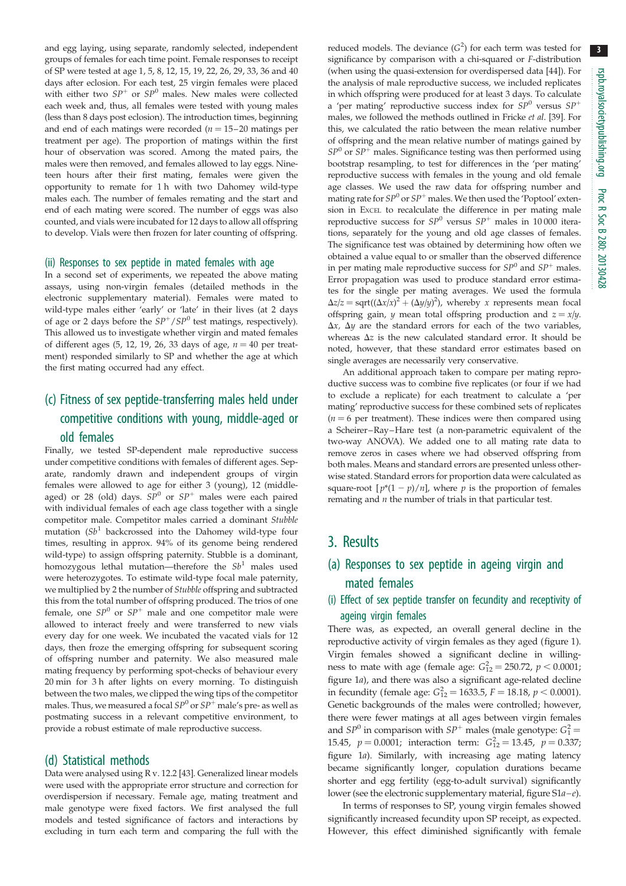and egg laying, using separate, randomly selected, independent groups of females for each time point. Female responses to receipt of SP were tested at age 1, 5, 8, 12, 15, 19, 22, 26, 29, 33, 36 and 40 days after eclosion. For each test, 25 virgin females were placed with either two $SP^+$ or $SP^0$ males. New males were collected each week and, thus, all females were tested with young males (less than 8 days post eclosion). The introduction times, beginning and end of each matings were recorded ($n = 15$–$20$ matings per treatment per age). The proportion of matings within the first hour of observation was scored. Among the mated pairs, the males were then removed, and females allowed to lay eggs. Nineteen hours after their first mating, females were given the opportunity to remate for 1 h with two Dahomey wild-type males each. The number of females remating and the start and end of each mating were scored. The number of eggs was also counted, and vials were incubated for 12 days to allow all offspring to develop. Vials were then frozen for later counting of offspring.

#### (ii) Responses to sex peptide in mated females with age

In a second set of experiments, we repeated the above mating assays, using non-virgin females (detailed methods in the electronic supplementary material). Females were mated to wild-type males either 'early' or 'late' in their lives (at 2 days of age or 2 days before the $SP^+/SP^0$ test matings, respectively). This allowed us to investigate whether virgin and mated females of different ages (5, 12, 19, 26, 33 days of age, $n = 40$ per treatment) responded similarly to SP and whether the age at which the first mating occurred had any effect.

### (c) Fitness of sex peptide-transferring males held under competitive conditions with young, middle-aged or old females

Finally, we tested SP-dependent male reproductive success under competitive conditions with females of different ages. Separate, randomly drawn and independent groups of virgin females were allowed to age for either 3 (young), 12 (middle-aged) or 28 (old) days. $SP^0$ or $SP^+$ males were each paired with individual females of each age class together with a single competitor male. Competitor males carried a dominant *Stubble* mutation ($Sb^1$ backcrossed into the Dahomey wild-type four times, resulting in approx. 94% of its genome being rendered wild-type) to assign offspring paternity. Stubble is a dominant, homozygous lethal mutation—therefore the $Sb^1$ males used were heterozygotes. To estimate wild-type focal male paternity, we multiplied by 2 the number of *Stubble* offspring and subtracted this from the total number of offspring produced. The trios of one female, one $SP^0$ or $SP^+$ male and one competitor male were allowed to interact freely and were transferred to new vials every day for one week. We incubated the vacated vials for 12 days, then froze the emerging offspring for subsequent scoring of offspring number and paternity. We also measured male mating frequency by performing spot-checks of behaviour every 20 min for 3 h after lights on every morning. To distinguish between the two males, we clipped the wing tips of the competitor males. Thus, we measured a focal $SP^0$ or $SP^+$ male's pre- as well as postmating success in a relevant competitive environment, to provide a robust estimate of male reproductive success.

### (d) Statistical methods

Data were analysed using R v. 12.2 [43]. Generalized linear models were used with the appropriate error structure and correction for overdispersion if necessary. Female age, mating treatment and male genotype were fixed factors. We first analysed the full models and tested significance of factors and interactions by excluding in turn each term and comparing the full with the reduced models. The deviance ($G^2$) for each term was tested for significance by comparison with a chi-squared or $F$-distribution (when using the quasi-extension for overdispersed data [44]). For the analysis of male reproductive success, we included replicates in which offspring were produced for at least 3 days. To calculate a 'per mating' reproductive success index for $SP^0$ versus $SP^+$ males, we followed the methods outlined in Fricke *et al.* [39]. For this, we calculated the ratio between the mean relative number of offspring and the mean relative number of matings gained by $SP^0$ or $SP^+$ males. Significance testing was then performed using bootstrap resampling, to test for differences in the 'per mating' reproductive success with females in the young and old female age classes. We used the raw data for offspring number and mating rate for $SP^0$ or $SP^+$ males. We then used the 'Poptool' extension in EXCEL to recalculate the difference in per mating male reproductive success for $SP^0$ versus $SP^+$ males in 10 000 iterations, separately for the young and old age classes of females. The significance test was obtained by determining how often we obtained a value equal to or smaller than the observed difference in per mating male reproductive success for $SP^0$ and $SP^+$ males. Error propagation was used to produce standard error estimates for the single per mating averages. We used the formula $\Delta z/z = \text{sqrt}((\Delta x/x)^2 + (\Delta y/y)^2)$, whereby $x$ represents mean focal offspring gain, $y$ mean total offspring production and $z = x/y$. $\Delta x$, $\Delta y$ are the standard errors for each of the two variables, whereas $\Delta z$ is the new calculated standard error. It should be noted, however, that these standard error estimates based on single averages are necessarily very conservative.

An additional approach taken to compare per mating reproductive success was to combine five replicates (or four if we had to exclude a replicate) for each treatment to calculate a 'per mating' reproductive success for these combined sets of replicates ($n = 6$ per treatment). These indices were then compared using a Scheirer–Ray–Hare test (a non-parametric equivalent of the two-way ANOVA). We added one to all mating rate data to remove zeros in cases where we had observed offspring from both males. Means and standard errors are presented unless otherwise stated. Standard errors for proportion data were calculated as square-root $[p^*(1-p)/n]$, where $p$ is the proportion of females remating and $n$ the number of trials in that particular test.

## 3. Results

### (a) Responses to sex peptide in ageing virgin and mated females

#### (i) Effect of sex peptide transfer on fecundity and receptivity of ageing virgin females

There was, as expected, an overall general decline in the reproductive activity of virgin females as they aged (figure 1). Virgin females showed a significant decline in willingness to mate with age (female age: $G^2_{12} = 250.72$, $p < 0.0001$; figure 1*a*), and there was also a significant age-related decline in fecundity (female age: $G^2_{12} = 1633.5$, $F = 18.18$, $p < 0.0001$). Genetic backgrounds of the males were controlled; however, there were fewer matings at all ages between virgin females and $SP^0$ in comparison with $SP^+$ males (male genotype: $G^2_1 = 15.45$, $p = 0.0001$; interaction term: $G^2_{12} = 13.45$, $p = 0.337$; figure 1*a*). Similarly, with increasing age mating latency became significantly longer, copulation durations became shorter and egg fertility (egg-to-adult survival) significantly lower (see the electronic supplementary material, figure S1*a*–*e*).

In terms of responses to SP, young virgin females showed significantly increased fecundity upon SP receipt, as expected. However, this effect diminished significantly with female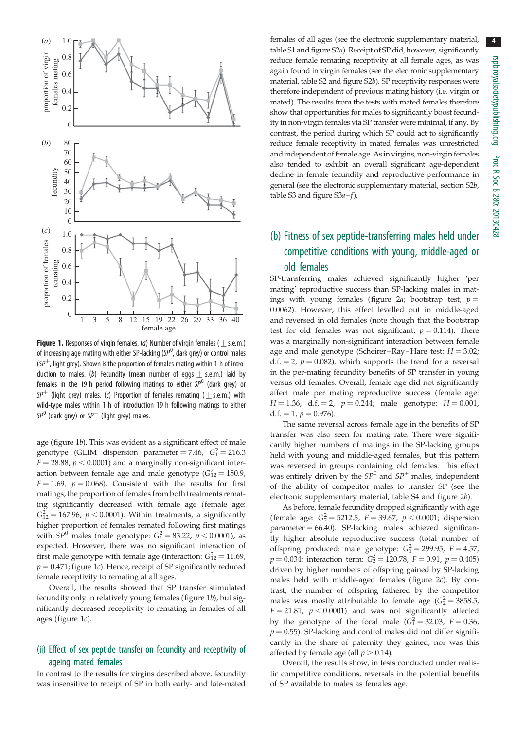**Figure 1.** Responses of virgin females. (*a*) Number of virgin females ($\pm$ s.e.m.) of increasing age mating with either SP-lacking ($SP^0$, dark grey) or control males ($SP^+$, light grey). Shown is the proportion of females mating within 1 h of introduction to males. (*b*) Fecundity (mean number of eggs $\pm$ s.e.m.) laid by females in the 19 h period following matings to either $SP^0$ (dark grey) or $SP^+$ (light grey) males. (*c*) Proportion of females remating ($\pm$ s.e.m.) with wild-type males within 1 h of introduction 19 h following matings to either $SP^0$ (dark grey) or $SP^+$ (light grey) males.

age (figure 1*b*). This was evident as a significant effect of male genotype (GLIM dispersion parameter = 7.46, $G_1^2 = 216.3$ $F = 28.88$, $p < 0.0001$) and a marginally non-significant interaction between female age and male genotype ($G_{12}^2 = 150.9$, $F = 1.69$, $p = 0.068$). Consistent with the results for first matings, the proportion of females from both treatments remating significantly decreased with female age (female age: $G_{12}^2 = 167.96$, $p < 0.0001$). Within treatments, a significantly higher proportion of females remated following first matings with $SP^0$ males (male genotype: $G_1^2 = 83.22$, $p < 0.0001$), as expected. However, there was no significant interaction of first male genotype with female age (interaction: $G_{12}^2 = 11.69$, $p = 0.471$; figure 1*c*). Hence, receipt of SP significantly reduced female receptivity to remating at all ages.

Overall, the results showed that SP transfer stimulated fecundity only in relatively young females (figure 1*b*), but significantly decreased receptivity to remating in females of all ages (figure 1*c*).

### (ii) Effect of sex peptide transfer on fecundity and receptivity of ageing mated females

In contrast to the results for virgins described above, fecundity was insensitive to receipt of SP in both early- and late-mated females of all ages (see the electronic supplementary material, table S1 and figure S2*a*). Receipt of SP did, however, significantly reduce female remating receptivity at all female ages, as was again found in virgin females (see the electronic supplementary material, table S2 and figure S2*b*). SP receptivity responses were therefore independent of previous mating history (i.e. virgin or mated). The results from the tests with mated females therefore show that opportunities for males to significantly boost fecundity in non-virgin females via SP transfer were minimal, if any. By contrast, the period during which SP could act to significantly reduce female receptivity in mated females was unrestricted and independent of female age. As in virgins, non-virgin females also tended to exhibit an overall significant age-dependent decline in female fecundity and reproductive performance in general (see the electronic supplementary material, section S2*b*, table S3 and figure S3*a*–*f*).

## (b) Fitness of sex peptide-transferring males held under competitive conditions with young, middle-aged or old females

SP-transferring males achieved significantly higher 'per mating' reproductive success than SP-lacking males in matings with young females (figure 2*a*; bootstrap test, $p = 0.0062$). However, this effect levelled out in middle-aged and reversed in old females (note though that the bootstrap test for old females was not significant; $p = 0.114$). There was a marginally non-significant interaction between female age and male genotype (Scheirer–Ray–Hare test: $H = 3.02$; d.f. = 2, $p = 0.082$), which supports the trend for a reversal in the per-mating fecundity benefits of SP transfer in young versus old females. Overall, female age did not significantly affect male per mating reproductive success (female age: $H = 1.36$, d.f. = 2, $p = 0.244$; male genotype: $H = 0.001$, d.f. = 1, $p = 0.976$).

The same reversal across female age in the benefits of SP transfer was also seen for mating rate. There were significantly higher numbers of matings in the SP-lacking groups held with young and middle-aged females, but this pattern was reversed in groups containing old females. This effect was entirely driven by the $SP^0$ and $SP^+$ males, independent of the ability of competitor males to transfer SP (see the electronic supplementary material, table S4 and figure 2*b*).

As before, female fecundity dropped significantly with age (female age: $G_2^2 = 5212.5$, $F = 39.67$, $p < 0.0001$; dispersion parameter = 66.40). SP-lacking males achieved significantly higher absolute reproductive success (total number of offspring produced: male genotype: $G_1^2 = 299.95$, $F = 4.57$, $p = 0.034$; interaction term: $G_2^2 = 120.78$, $F = 0.91$, $p = 0.405$) driven by higher numbers of offspring gained by SP-lacking males held with middle-aged females (figure 2*c*). By contrast, the number of offspring fathered by the competitor males was mostly attributable to female age ($G_2^2 = 3858.5$, $F = 21.81$, $p < 0.0001$) and was not significantly affected by the genotype of the focal male ($G_1^2 = 32.03$, $F = 0.36$, $p = 0.55$). SP-lacking and control males did not differ significantly in the share of paternity they gained, nor was this affected by female age (all $p > 0.14$).

Overall, the results show, in tests conducted under realistic competitive conditions, reversals in the potential benefits of SP available to males as females age.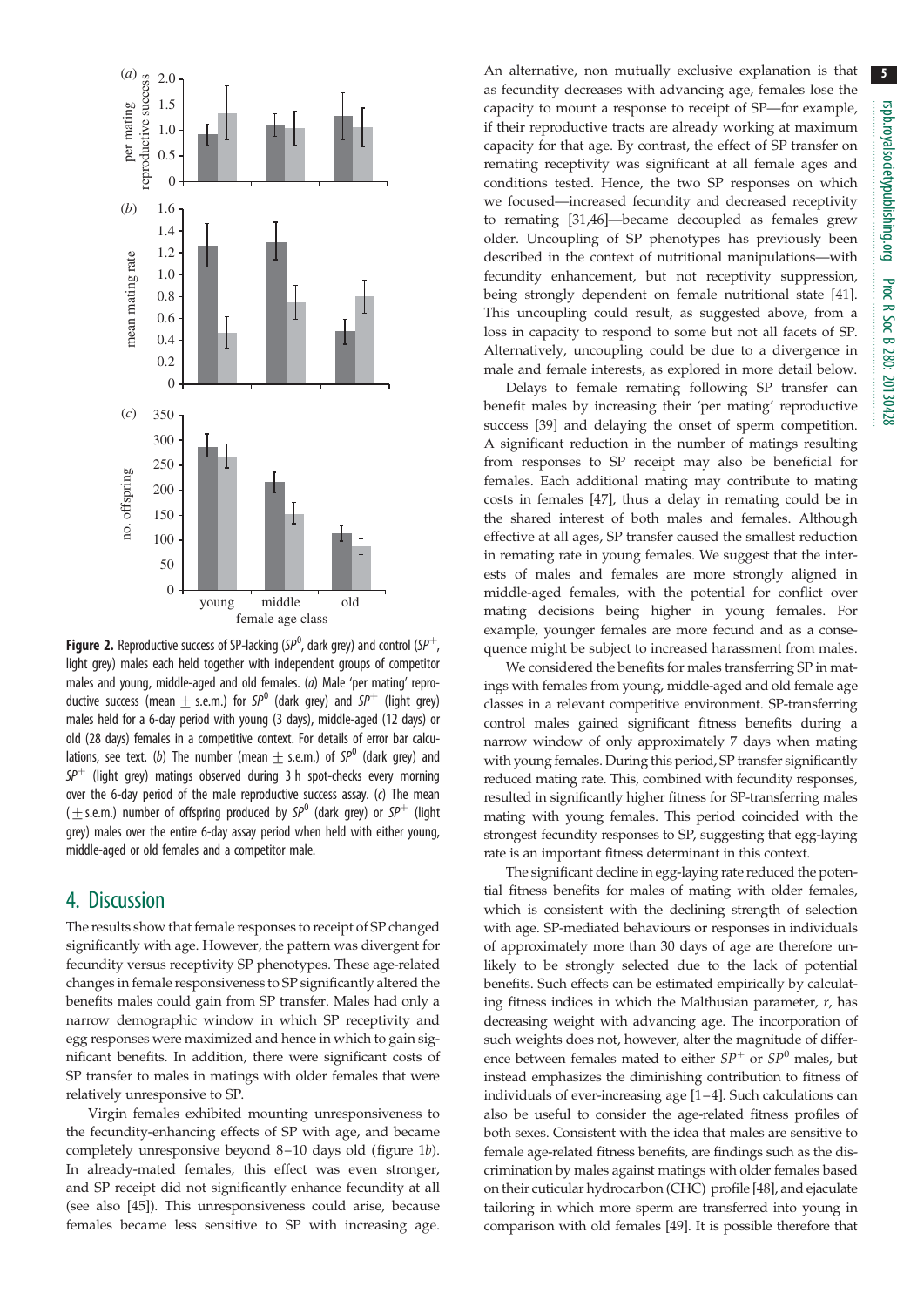(a)

2.0
1.5
1.0
0.5
0

per mating reproductive success

(b)

1.6
1.4
1.2
1.0
0.8
0.6
0.4
0.2
0

mean mating rate

(c)

350
300
250
200
150
100
50
0

no. offspring

young
middle
old
female age class

**Figure 2.** Reproductive success of SP-lacking ($SP^0$, dark grey) and control ($SP^+$, light grey) males each held together with independent groups of competitor males and young, middle-aged and old females. (*a*) Male 'per mating' reproductive success (mean ± s.e.m.) for $SP^0$ (dark grey) and $SP^+$ (light grey) males held for a 6-day period with young (3 days), middle-aged (12 days) or old (28 days) females in a competitive context. For details of error bar calculations, see text. (*b*) The number (mean ± s.e.m.) of $SP^0$ (dark grey) and $SP^+$ (light grey) matings observed during 3 h spot-checks every morning over the 6-day period of the male reproductive success assay. (*c*) The mean (±s.e.m.) number of offspring produced by $SP^0$ (dark grey) or $SP^+$ (light grey) males over the entire 6-day assay period when held with either young, middle-aged or old females and a competitor male.

# 4. Discussion

The results show that female responses to receipt of SP changed significantly with age. However, the pattern was divergent for fecundity versus receptivity SP phenotypes. These age-related changes in female responsiveness to SP significantly altered the benefits males could gain from SP transfer. Males had only a narrow demographic window in which SP receptivity and egg responses were maximized and hence in which to gain significant benefits. In addition, there were significant costs of SP transfer to males in matings with older females that were relatively unresponsive to SP.

Virgin females exhibited mounting unresponsiveness to the fecundity-enhancing effects of SP with age, and became completely unresponsive beyond 8–10 days old (figure 1*b*). In already-mated females, this effect was even stronger, and SP receipt did not significantly enhance fecundity at all (see also [45]). This unresponsiveness could arise, because females became less sensitive to SP with increasing age. An alternative, non mutually exclusive explanation is that as fecundity decreases with advancing age, females lose the capacity to mount a response to receipt of SP—for example, if their reproductive tracts are already working at maximum capacity for that age. By contrast, the effect of SP transfer on remating receptivity was significant at all female ages and conditions tested. Hence, the two SP responses on which we focused—increased fecundity and decreased receptivity to remating [31,46]—became decoupled as females grew older. Uncoupling of SP phenotypes has previously been described in the context of nutritional manipulations—with fecundity enhancement, but not receptivity suppression, being strongly dependent on female nutritional state [41]. This uncoupling could result, as suggested above, from a loss in capacity to respond to some but not all facets of SP. Alternatively, uncoupling could be due to a divergence in male and female interests, as explored in more detail below.

Delays to female remating following SP transfer can benefit males by increasing their 'per mating' reproductive success [39] and delaying the onset of sperm competition. A significant reduction in the number of matings resulting from responses to SP receipt may also be beneficial for females. Each additional mating may contribute to mating costs in females [47], thus a delay in remating could be in the shared interest of both males and females. Although effective at all ages, SP transfer caused the smallest reduction in remating rate in young females. We suggest that the interests of males and females are more strongly aligned in middle-aged females, with the potential for conflict over mating decisions being higher in young females. For example, younger females are more fecund and as a consequence might be subject to increased harassment from males.

We considered the benefits for males transferring SP in matings with females from young, middle-aged and old female age classes in a relevant competitive environment. SP-transferring control males gained significant fitness benefits during a narrow window of only approximately 7 days when mating with young females. During this period, SP transfer significantly reduced mating rate. This, combined with fecundity responses, resulted in significantly higher fitness for SP-transferring males mating with young females. This period coincided with the strongest fecundity responses to SP, suggesting that egg-laying rate is an important fitness determinant in this context.

The significant decline in egg-laying rate reduced the potential fitness benefits for males of mating with older females, which is consistent with the declining strength of selection with age. SP-mediated behaviours or responses in individuals of approximately more than 30 days of age are therefore unlikely to be strongly selected due to the lack of potential benefits. Such effects can be estimated empirically by calculating fitness indices in which the Malthusian parameter, *r*, has decreasing weight with advancing age. The incorporation of such weights does not, however, alter the magnitude of difference between females mated to either $SP^+$ or $SP^0$ males, but instead emphasizes the diminishing contribution to fitness of individuals of ever-increasing age [1–4]. Such calculations can also be useful to consider the age-related fitness profiles of both sexes. Consistent with the idea that males are sensitive to female age-related fitness benefits, are findings such as the discrimination by males against matings with older females based on their cuticular hydrocarbon (CHC) profile [48], and ejaculate tailoring in which more sperm are transferred into young in comparison with old females [49]. It is possible therefore that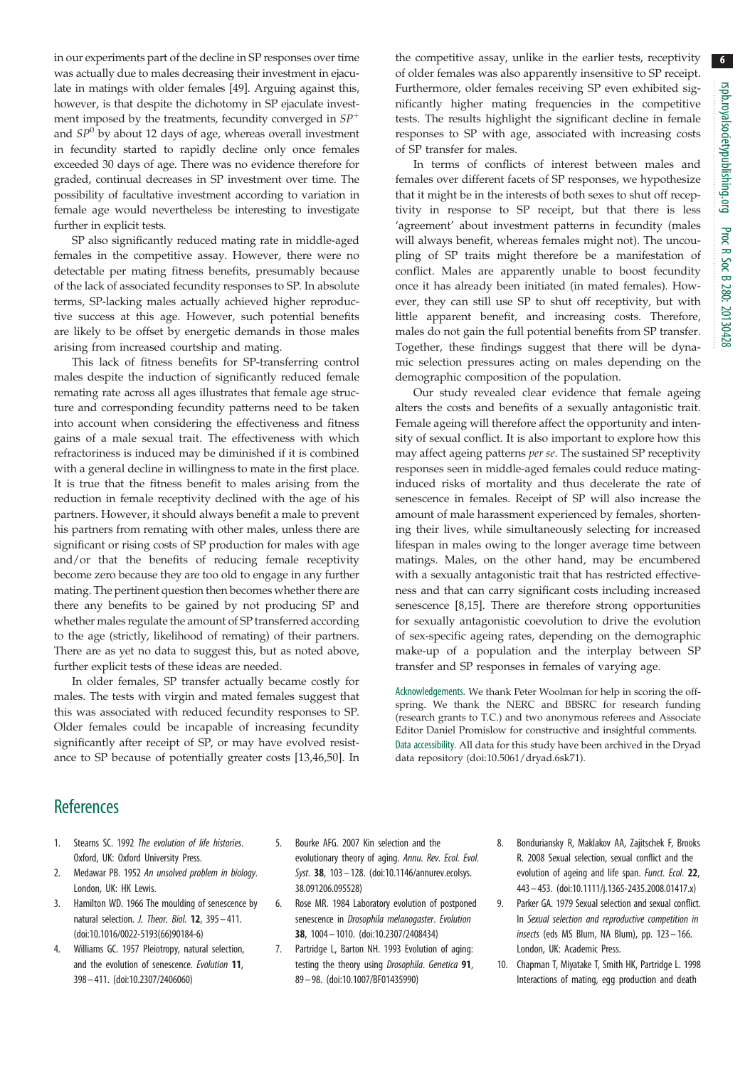in our experiments part of the decline in SP responses over time was actually due to males decreasing their investment in ejaculate in matings with older females [49]. Arguing against this, however, is that despite the dichotomy in SP ejaculate investment imposed by the treatments, fecundity converged in $SP^+$ and $SP^0$ by about 12 days of age, whereas overall investment in fecundity started to rapidly decline only once females exceeded 30 days of age. There was no evidence therefore for graded, continual decreases in SP investment over time. The possibility of facultative investment according to variation in female age would nevertheless be interesting to investigate further in explicit tests.

SP also significantly reduced mating rate in middle-aged females in the competitive assay. However, there were no detectable per mating fitness benefits, presumably because of the lack of associated fecundity responses to SP. In absolute terms, SP-lacking males actually achieved higher reproductive success at this age. However, such potential benefits are likely to be offset by energetic demands in those males arising from increased courtship and mating.

This lack of fitness benefits for SP-transferring control males despite the induction of significantly reduced female remating rate across all ages illustrates that female age structure and corresponding fecundity patterns need to be taken into account when considering the effectiveness and fitness gains of a male sexual trait. The effectiveness with which refractoriness is induced may be diminished if it is combined with a general decline in willingness to mate in the first place. It is true that the fitness benefit to males arising from the reduction in female receptivity declined with the age of his partners. However, it should always benefit a male to prevent his partners from remating with other males, unless there are significant or rising costs of SP production for males with age and/or that the benefits of reducing female receptivity become zero because they are too old to engage in any further mating. The pertinent question then becomes whether there are there any benefits to be gained by not producing SP and whether males regulate the amount of SP transferred according to the age (strictly, likelihood of remating) of their partners. There are as yet no data to suggest this, but as noted above, further explicit tests of these ideas are needed.

In older females, SP transfer actually became costly for males. The tests with virgin and mated females suggest that this was associated with reduced fecundity responses to SP. Older females could be incapable of increasing fecundity significantly after receipt of SP, or may have evolved resistance to SP because of potentially greater costs [13,46,50]. In the competitive assay, unlike in the earlier tests, receptivity of older females was also apparently insensitive to SP receipt. Furthermore, older females receiving SP even exhibited significantly higher mating frequencies in the competitive tests. The results highlight the significant decline in female responses to SP with age, associated with increasing costs of SP transfer for males.

In terms of conflicts of interest between males and females over different facets of SP responses, we hypothesize that it might be in the interests of both sexes to shut off receptivity in response to SP receipt, but that there is less 'agreement' about investment patterns in fecundity (males will always benefit, whereas females might not). The uncoupling of SP traits might therefore be a manifestation of conflict. Males are apparently unable to boost fecundity once it has already been initiated (in mated females). However, they can still use SP to shut off receptivity, but with little apparent benefit, and increasing costs. Therefore, males do not gain the full potential benefits from SP transfer. Together, these findings suggest that there will be dynamic selection pressures acting on males depending on the demographic composition of the population.

Our study revealed clear evidence that female ageing alters the costs and benefits of a sexually antagonistic trait. Female ageing will therefore affect the opportunity and intensity of sexual conflict. It is also important to explore how this may affect ageing patterns *per se*. The sustained SP receptivity responses seen in middle-aged females could reduce mating-induced risks of mortality and thus decelerate the rate of senescence in females. Receipt of SP will also increase the amount of male harassment experienced by females, shortening their lives, while simultaneously selecting for increased lifespan in males owing to the longer average time between matings. Males, on the other hand, may be encumbered with a sexually antagonistic trait that has restricted effectiveness and that can carry significant costs including increased senescence [8,15]. There are therefore strong opportunities for sexually antagonistic coevolution to drive the evolution of sex-specific ageing rates, depending on the demographic make-up of a population and the interplay between SP transfer and SP responses in females of varying age.

Acknowledgements. We thank Peter Woolman for help in scoring the offspring. We thank the NERC and BBSRC for research funding (research grants to T.C.) and two anonymous referees and Associate Editor Daniel Promislow for constructive and insightful comments.

Data accessibility. All data for this study have been archived in the Dryad data repository (doi:10.5061/dryad.6sk71).

## References

1. Stearns SC. 1992 *The evolution of life histories*. Oxford, UK: Oxford University Press.
2. Medawar PB. 1952 *An unsolved problem in biology*. London, UK: HK Lewis.
3. Hamilton WD. 1966 The moulding of senescence by natural selection. *J. Theor. Biol.* **12**, 395–411. (doi:10.1016/0022-5193(66)90184-6)
4. Williams GC. 1957 Pleiotropy, natural selection, and the evolution of senescence. *Evolution* **11**, 398–411. (doi:10.2307/2406060)
5. Bourke AFG. 2007 Kin selection and the evolutionary theory of aging. *Annu. Rev. Ecol. Evol. Syst.* **38**, 103–128. (doi:10.1146/annurev.ecolsys.38.091206.095528)
6. Rose MR. 1984 Laboratory evolution of postponed senescence in *Drosophila melanogaster*. *Evolution* **38**, 1004–1010. (doi:10.2307/2408434)
7. Partridge L, Barton NH. 1993 Evolution of aging: testing the theory using *Drosophila*. *Genetica* **91**, 89–98. (doi:10.1007/BF01435990)
8. Bonduriansky R, Maklakov AA, Zajitschek F, Brooks R. 2008 Sexual selection, sexual conflict and the evolution of ageing and life span. *Funct. Ecol.* **22**, 443–453. (doi:10.1111/j.1365-2435.2008.01417.x)
9. Parker GA. 1979 Sexual selection and sexual conflict. In *Sexual selection and reproductive competition in insects* (eds MS Blum, NA Blum), pp. 123–166. London, UK: Academic Press.
10. Chapman T, Miyatake T, Smith HK, Partridge L. 1998 Interactions of mating, egg production and death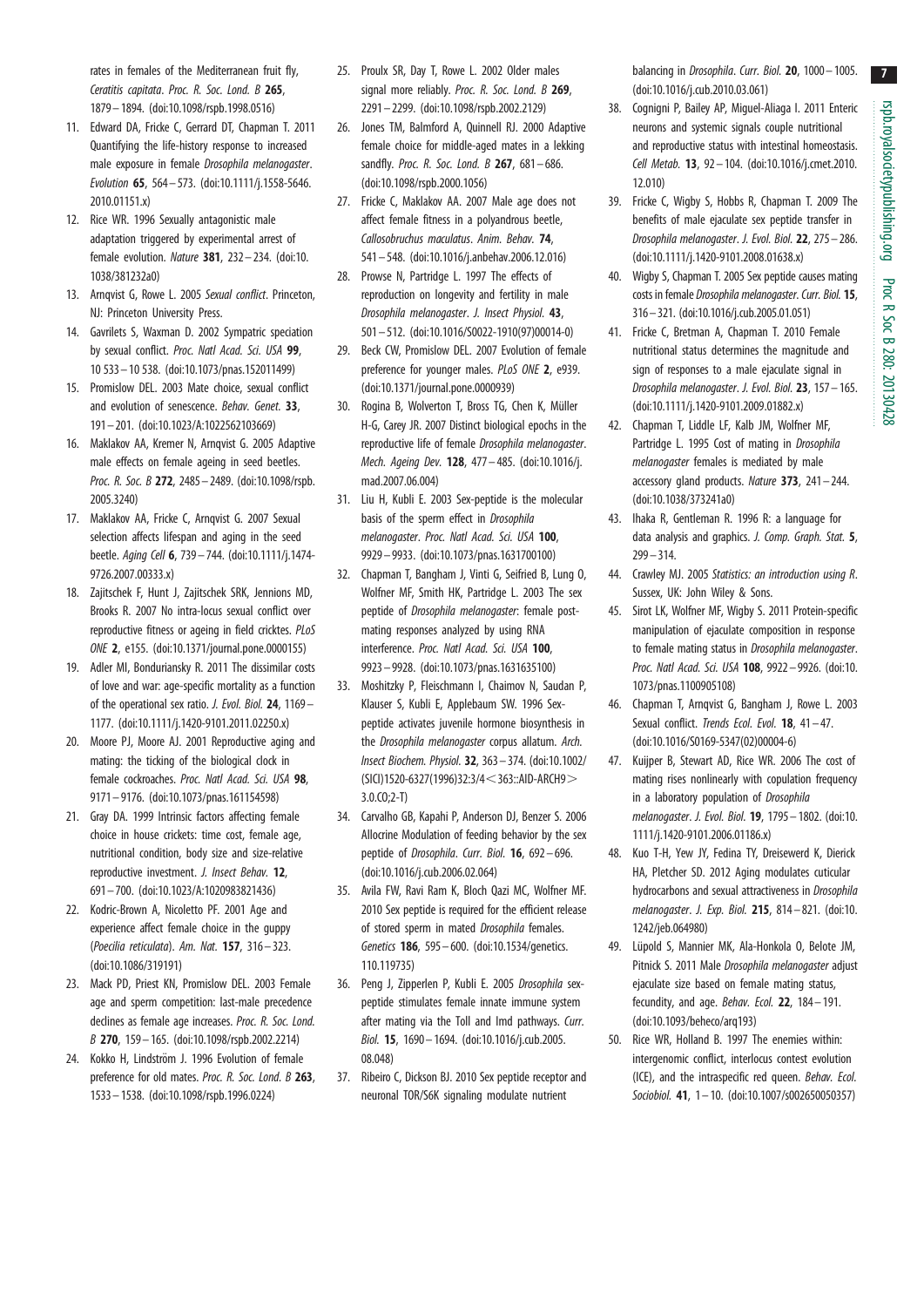rates in females of the Mediterranean fruit fly, *Ceratitis capitata*. *Proc. R. Soc. Lond. B* **265**, 1879–1894. (doi:10.1098/rspb.1998.0516)

11. Edward DA, Fricke C, Gerrard DT, Chapman T. 2011 Quantifying the life-history response to increased male exposure in female *Drosophila melanogaster*. *Evolution* **65**, 564–573. (doi:10.1111/j.1558-5646.2010.01151.x)
12. Rice WR. 1996 Sexually antagonistic male adaptation triggered by experimental arrest of female evolution. *Nature* **381**, 232–234. (doi:10.1038/381232a0)
13. Arnqvist G, Rowe L. 2005 *Sexual conflict*. Princeton, NJ: Princeton University Press.
14. Gavrilets S, Waxman D. 2002 Sympatric speciation by sexual conflict. *Proc. Natl Acad. Sci. USA* **99**, 10 533–10 538. (doi:10.1073/pnas.152011499)
15. Promislow DEL. 2003 Mate choice, sexual conflict and evolution of senescence. *Behav. Genet.* **33**, 191–201. (doi:10.1023/A:1022562103669)
16. Maklakov AA, Kremer N, Arnqvist G. 2005 Adaptive male effects on female ageing in seed beetles. *Proc. R. Soc. B* **272**, 2485–2489. (doi:10.1098/rspb.2005.3240)
17. Maklakov AA, Fricke C, Arnqvist G. 2007 Sexual selection affects lifespan and aging in the seed beetle. *Aging Cell* **6**, 739–744. (doi:10.1111/j.1474-9726.2007.00333.x)
18. Zajitschek F, Hunt J, Zajitschek SRK, Jennions MD, Brooks R. 2007 No intra-locus sexual conflict over reproductive fitness or ageing in field crickets. *PLoS ONE* **2**, e155. (doi:10.1371/journal.pone.0000155)
19. Adler MI, Bonduriansky R. 2011 The dissimilar costs of love and war: age-specific mortality as a function of the operational sex ratio. *J. Evol. Biol.* **24**, 1169–1177. (doi:10.1111/j.1420-9101.2011.02250.x)
20. Moore PJ, Moore AJ. 2001 Reproductive aging and mating: the ticking of the biological clock in female cockroaches. *Proc. Natl Acad. Sci. USA* **98**, 9171–9176. (doi:10.1073/pnas.161154598)
21. Gray DA. 1999 Intrinsic factors affecting female choice in house crickets: time cost, female age, nutritional condition, body size and size-relative reproductive investment. *J. Insect Behav.* **12**, 691–700. (doi:10.1023/A:1020983821436)
22. Kodric-Brown A, Nicoletto PF. 2001 Age and experience affect female choice in the guppy (*Poecilia reticulata*). *Am. Nat.* **157**, 316–323. (doi:10.1086/319191)
23. Mack PD, Priest KN, Promislow DEL. 2003 Female age and sperm competition: last-male precedence declines as female age increases. *Proc. R. Soc. Lond. B* **270**, 159–165. (doi:10.1098/rspb.2002.2214)
24. Kokko H, Lindström J. 1996 Evolution of female preference for old mates. *Proc. R. Soc. Lond. B* **263**, 1533–1538. (doi:10.1098/rspb.1996.0224)
25. Proulx SR, Day T, Rowe L. 2002 Older males signal more reliably. *Proc. R. Soc. Lond. B* **269**, 2291–2299. (doi:10.1098/rspb.2002.2129)
26. Jones TM, Balmford A, Quinnell RJ. 2000 Adaptive female choice for middle-aged mates in a lekking sandfly. *Proc. R. Soc. Lond. B* **267**, 681–686. (doi:10.1098/rspb.2000.1056)
27. Fricke C, Maklakov AA. 2007 Male age does not affect female fitness in a polyandrous beetle, *Callosobruchus maculatus*. *Anim. Behav.* **74**, 541–548. (doi:10.1016/j.anbehav.2006.12.016)
28. Prowse N, Partridge L. 1997 The effects of reproduction on longevity and fertility in male *Drosophila melanogaster*. *J. Insect Physiol.* **43**, 501–512. (doi:10.1016/S0022-1910(97)00014-0)
29. Beck CW, Promislow DEL. 2007 Evolution of female preference for younger males. *PLoS ONE* **2**, e939. (doi:10.1371/journal.pone.0000939)
30. Rogina B, Wolverton T, Bross TG, Chen K, Müller H-G, Carey JR. 2007 Distinct biological epochs in the reproductive life of female *Drosophila melanogaster*. *Mech. Ageing Dev.* **128**, 477–485. (doi:10.1016/j.mad.2007.06.004)
31. Liu H, Kubli E. 2003 Sex-peptide is the molecular basis of the sperm effect in *Drosophila melanogaster*. *Proc. Natl Acad. Sci. USA* **100**, 9929–9933. (doi:10.1073/pnas.1631700100)
32. Chapman T, Bangham J, Vinti G, Seifried B, Lung O, Wolfner MF, Smith HK, Partridge L. 2003 The sex peptide of *Drosophila melanogaster*: female post-mating responses analyzed by using RNA interference. *Proc. Natl Acad. Sci. USA* **100**, 9923–9928. (doi:10.1073/pnas.1631635100)
33. Moshitzky P, Fleischmann I, Chaimov N, Saudan P, Klauser S, Kubli E, Applebaum SW. 1996 Sex-peptide activates juvenile hormone biosynthesis in the *Drosophila melanogaster* corpus allatum. *Arch. Insect Biochem. Physiol.* **32**, 363–374. (doi:10.1002/(SICI)1520-6327(1996)32:3/4<363::AID-ARCH9>3.0.CO;2-T)
34. Carvalho GB, Kapahi P, Anderson DJ, Benzer S. 2006 Allocrine Modulation of feeding behavior by the sex peptide of *Drosophila*. *Curr. Biol.* **16**, 692–696. (doi:10.1016/j.cub.2006.02.064)
35. Avila FW, Ravi Ram K, Bloch Qazi MC, Wolfner MF. 2010 Sex peptide is required for the efficient release of stored sperm in mated *Drosophila* females. *Genetics* **186**, 595–600. (doi:10.1534/genetics.110.119735)
36. Peng J, Zipperlen P, Kubli E. 2005 *Drosophila* sex-peptide stimulates female innate immune system after mating via the Toll and Imd pathways. *Curr. Biol.* **15**, 1690–1694. (doi:10.1016/j.cub.2005.08.048)
37. Ribeiro C, Dickson BJ. 2010 Sex peptide receptor and neuronal TOR/S6K signaling modulate nutrient balancing in *Drosophila*. *Curr. Biol.* **20**, 1000–1005. (doi:10.1016/j.cub.2010.03.061)
38. Cognigni P, Bailey AP, Miguel-Aliaga I. 2011 Enteric neurons and systemic signals couple nutritional and reproductive status with intestinal homeostasis. *Cell Metab.* **13**, 92–104. (doi:10.1016/j.cmet.2010.12.010)
39. Fricke C, Wigby S, Hobbs R, Chapman T. 2009 The benefits of male ejaculate sex peptide transfer in *Drosophila melanogaster*. *J. Evol. Biol.* **22**, 275–286. (doi:10.1111/j.1420-9101.2008.01638.x)
40. Wigby S, Chapman T. 2005 Sex peptide causes mating costs in female *Drosophila melanogaster*. *Curr. Biol.* **15**, 316–321. (doi:10.1016/j.cub.2005.01.051)
41. Fricke C, Bretman A, Chapman T. 2010 Female nutritional status determines the magnitude and sign of responses to a male ejaculate signal in *Drosophila melanogaster*. *J. Evol. Biol.* **23**, 157–165. (doi:10.1111/j.1420-9101.2009.01882.x)
42. Chapman T, Liddle LF, Kalb JM, Wolfner MF, Partridge L. 1995 Cost of mating in *Drosophila melanogaster* females is mediated by male accessory gland products. *Nature* **373**, 241–244. (doi:10.1038/373241a0)
43. Ihaka R, Gentleman R. 1996 R: a language for data analysis and graphics. *J. Comp. Graph. Stat.* **5**, 299–314.
44. Crawley MJ. 2005 *Statistics: an introduction using R*. Sussex, UK: John Wiley & Sons.
45. Sirot LK, Wolfner MF, Wigby S. 2011 Protein-specific manipulation of ejaculate composition in response to female mating status in *Drosophila melanogaster*. *Proc. Natl Acad. Sci. USA* **108**, 9922–9926. (doi:10.1073/pnas.1100905108)
46. Chapman T, Arnqvist G, Bangham J, Rowe L. 2003 Sexual conflict. *Trends Ecol. Evol.* **18**, 41–47. (doi:10.1016/S0169-5347(02)00004-6)
47. Kuijper B, Stewart AD, Rice WR. 2006 The cost of mating rises nonlinearly with copulation frequency in a laboratory population of *Drosophila melanogaster*. *J. Evol. Biol.* **19**, 1795–1802. (doi:10.1111/j.1420-9101.2006.01186.x)
48. Kuo T-H, Yew JY, Fedina TY, Dreisewerd K, Dierick HA, Pletcher SD. 2012 Aging modulates cuticular hydrocarbons and sexual attractiveness in *Drosophila melanogaster*. *J. Exp. Biol.* **215**, 814–821. (doi:10.1242/jeb.064980)
49. Lüpold S, Mannier MK, Ala-Honkola O, Belote JM, Pitnick S. 2011 Male *Drosophila melanogaster* adjust ejaculate size based on female mating status, fecundity, and age. *Behav. Ecol.* **22**, 184–191. (doi:10.1093/beheco/arq193)
50. Rice WR, Holland B. 1997 The enemies within: intergenomic conflict, interlocus contest evolution (ICE), and the intraspecific red queen. *Behav. Ecol. Sociobiol.* **41**, 1–10. (doi:10.1007/s002650050357)